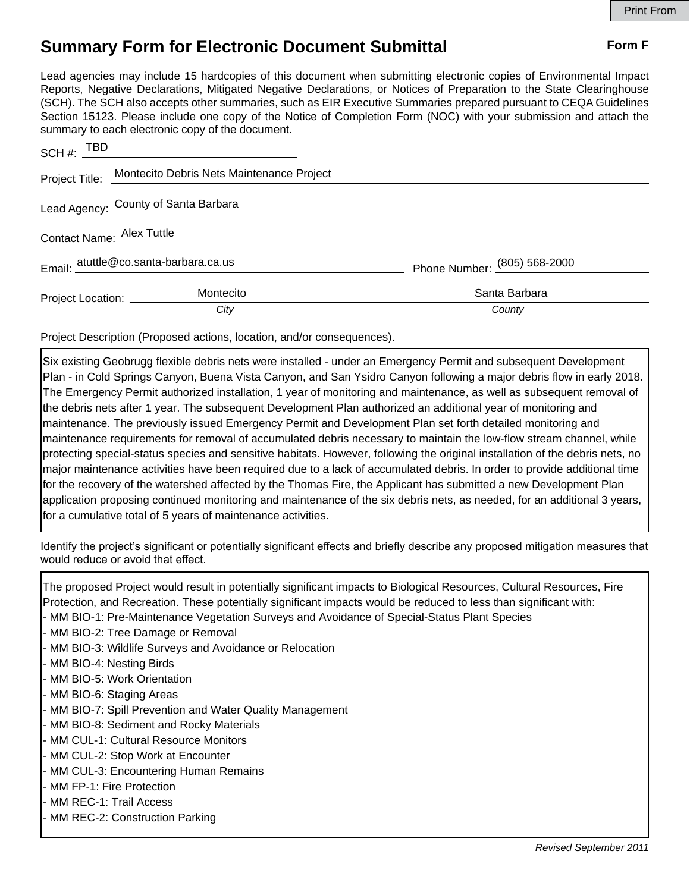# Summary Form for Electronic Document Submittal

**Form F**

Lead agencies may include 15 hardcopies of this document when submitting electronic copies of Environmental Impact Reports, Negative Declarations, Mitigated Negative Declarations, or Notices of Preparation to the State Clearinghouse (SCH). The SCH also accepts other summaries, such as EIR Executive Summaries prepared pursuant to CEQA Guidelines Section 15123. Please include one copy of the Notice of Completion Form (NOC) with your submission and attach the summary to each electronic copy of the document.

SCH #: TBD

Project Title: Montecito Debris Nets Maintenance Project

Lead Agency: County of Santa Barbara

Contact Name: Alex Tuttle

Email: atuttle@co.santa-barbara.ca.us    Phone Number: (805) 568-2000

Project Location: Montecito (*City*)    Santa Barbara (*County*)

Project Description (Proposed actions, location, and/or consequences).

Six existing Geobrugg flexible debris nets were installed - under an Emergency Permit and subsequent Development Plan - in Cold Springs Canyon, Buena Vista Canyon, and San Ysidro Canyon following a major debris flow in early 2018. The Emergency Permit authorized installation, 1 year of monitoring and maintenance, as well as subsequent removal of the debris nets after 1 year. The subsequent Development Plan authorized an additional year of monitoring and maintenance. The previously issued Emergency Permit and Development Plan set forth detailed monitoring and maintenance requirements for removal of accumulated debris necessary to maintain the low-flow stream channel, while protecting special-status species and sensitive habitats. However, following the original installation of the debris nets, no major maintenance activities have been required due to a lack of accumulated debris. In order to provide additional time for the recovery of the watershed affected by the Thomas Fire, the Applicant has submitted a new Development Plan application proposing continued monitoring and maintenance of the six debris nets, as needed, for an additional 3 years, for a cumulative total of 5 years of maintenance activities.

Identify the project's significant or potentially significant effects and briefly describe any proposed mitigation measures that would reduce or avoid that effect.

The proposed Project would result in potentially significant impacts to Biological Resources, Cultural Resources, Fire Protection, and Recreation. These potentially significant impacts would be reduced to less than significant with:

- MM BIO-1: Pre-Maintenance Vegetation Surveys and Avoidance of Special-Status Plant Species
- MM BIO-2: Tree Damage or Removal
- MM BIO-3: Wildlife Surveys and Avoidance or Relocation
- MM BIO-4: Nesting Birds
- MM BIO-5: Work Orientation
- MM BIO-6: Staging Areas
- MM BIO-7: Spill Prevention and Water Quality Management
- MM BIO-8: Sediment and Rocky Materials
- MM CUL-1: Cultural Resource Monitors
- MM CUL-2: Stop Work at Encounter
- MM CUL-3: Encountering Human Remains
- MM FP-1: Fire Protection
- MM REC-1: Trail Access
- MM REC-2: Construction Parking

*Revised September 2011*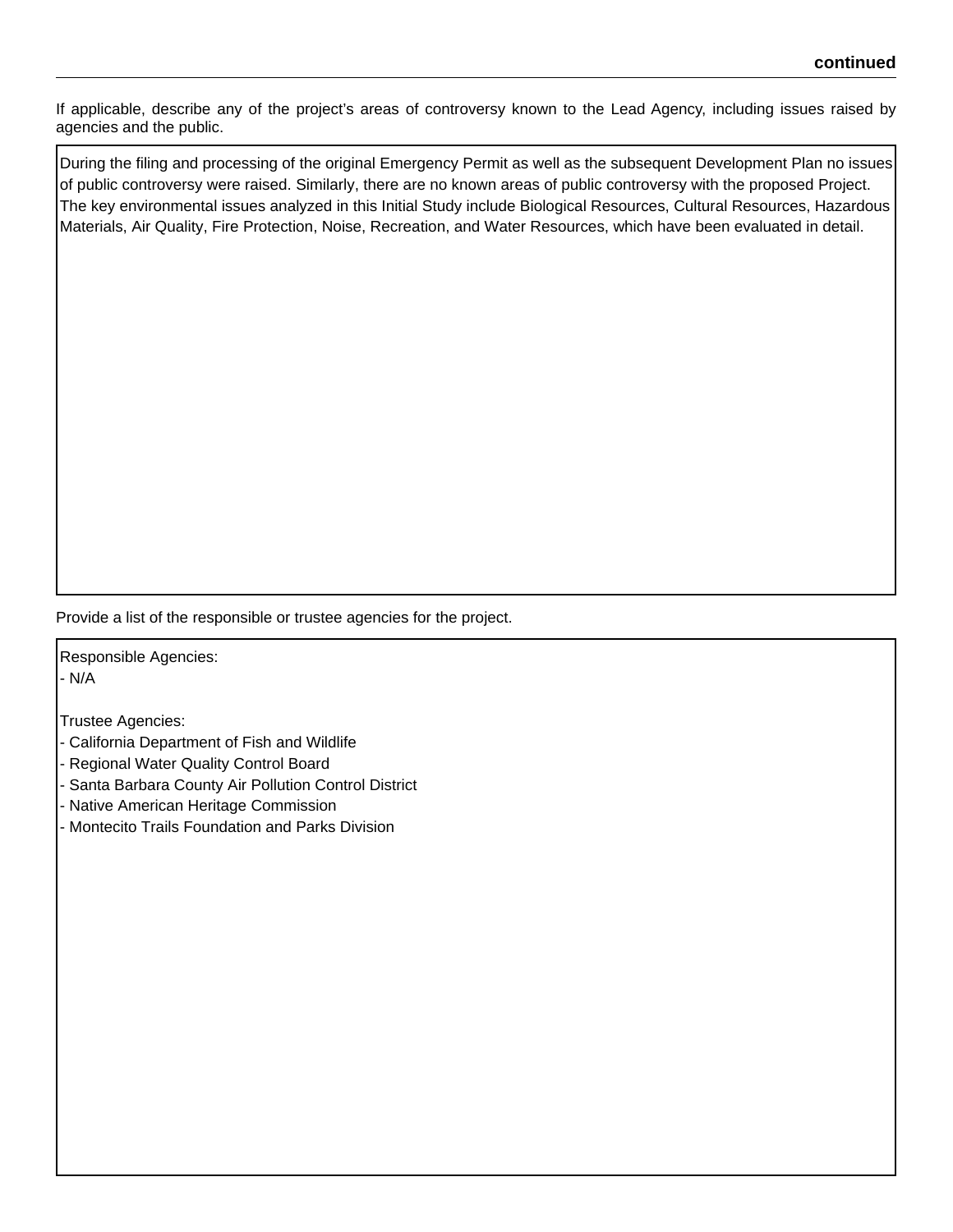**continued**

If applicable, describe any of the project's areas of controversy known to the Lead Agency, including issues raised by agencies and the public.

During the filing and processing of the original Emergency Permit as well as the subsequent Development Plan no issues of public controversy were raised. Similarly, there are no known areas of public controversy with the proposed Project. The key environmental issues analyzed in this Initial Study include Biological Resources, Cultural Resources, Hazardous Materials, Air Quality, Fire Protection, Noise, Recreation, and Water Resources, which have been evaluated in detail.

Provide a list of the responsible or trustee agencies for the project.

Responsible Agencies:
- N/A

Trustee Agencies:
- California Department of Fish and Wildlife
- Regional Water Quality Control Board
- Santa Barbara County Air Pollution Control District
- Native American Heritage Commission
- Montecito Trails Foundation and Parks Division